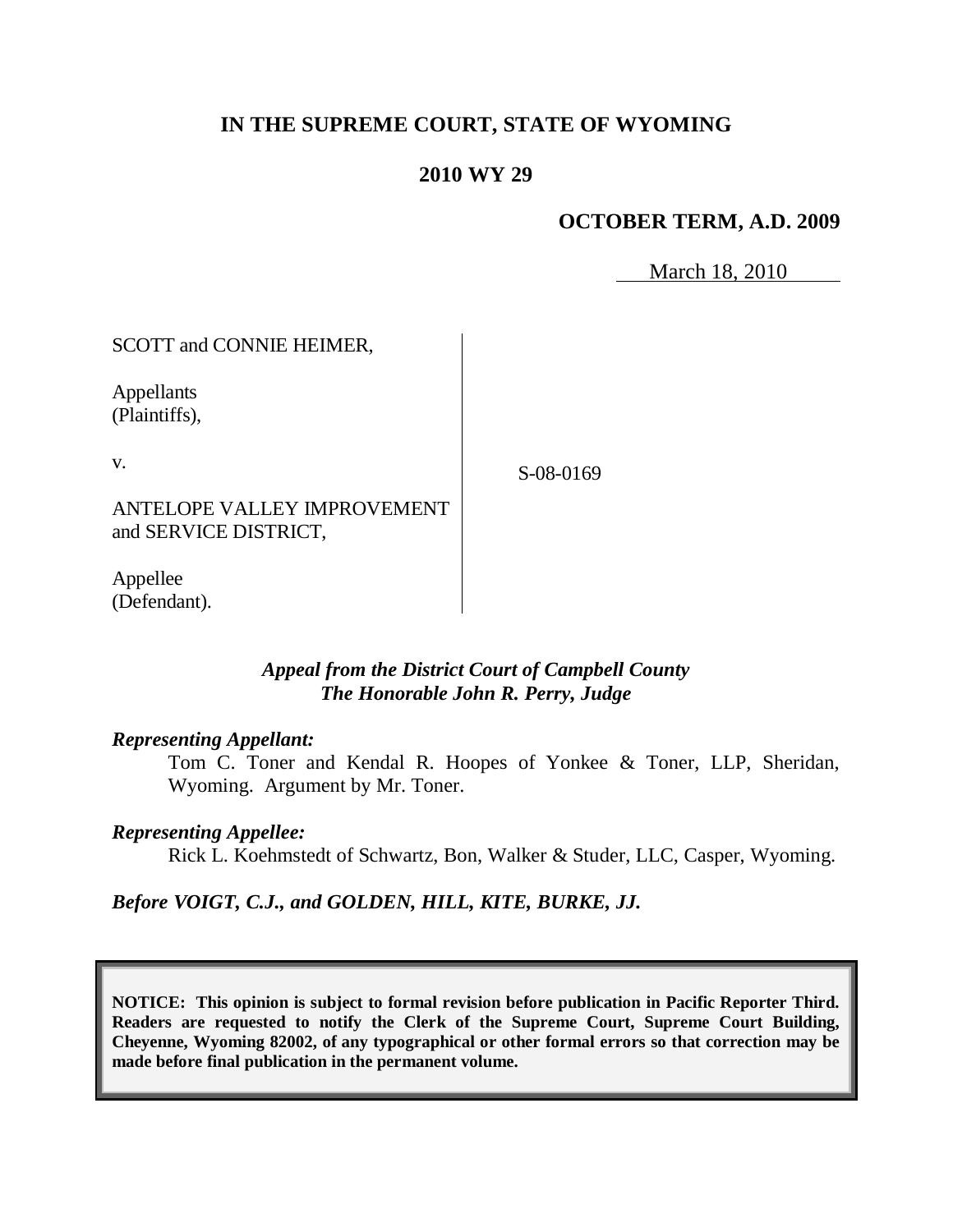**IN THE SUPREME COURT, STATE OF WYOMING**

**2010 WY 29**

**OCTOBER TERM, A.D. 2009**

March 18, 2010

SCOTT and CONNIE HEIMER,

Appellants
(Plaintiffs),

v.

ANTELOPE VALLEY IMPROVEMENT and SERVICE DISTRICT,

Appellee
(Defendant).

S-08-0169

*Appeal from the District Court of Campbell County*
*The Honorable John R. Perry, Judge*

*Representing Appellant:*

Tom C. Toner and Kendal R. Hoopes of Yonkee & Toner, LLP, Sheridan, Wyoming. Argument by Mr. Toner.

*Representing Appellee:*

Rick L. Koehmstedt of Schwartz, Bon, Walker & Studer, LLC, Casper, Wyoming.

*Before VOIGT, C.J., and GOLDEN, HILL, KITE, BURKE, JJ.*

**NOTICE: This opinion is subject to formal revision before publication in Pacific Reporter Third. Readers are requested to notify the Clerk of the Supreme Court, Supreme Court Building, Cheyenne, Wyoming 82002, of any typographical or other formal errors so that correction may be made before final publication in the permanent volume.**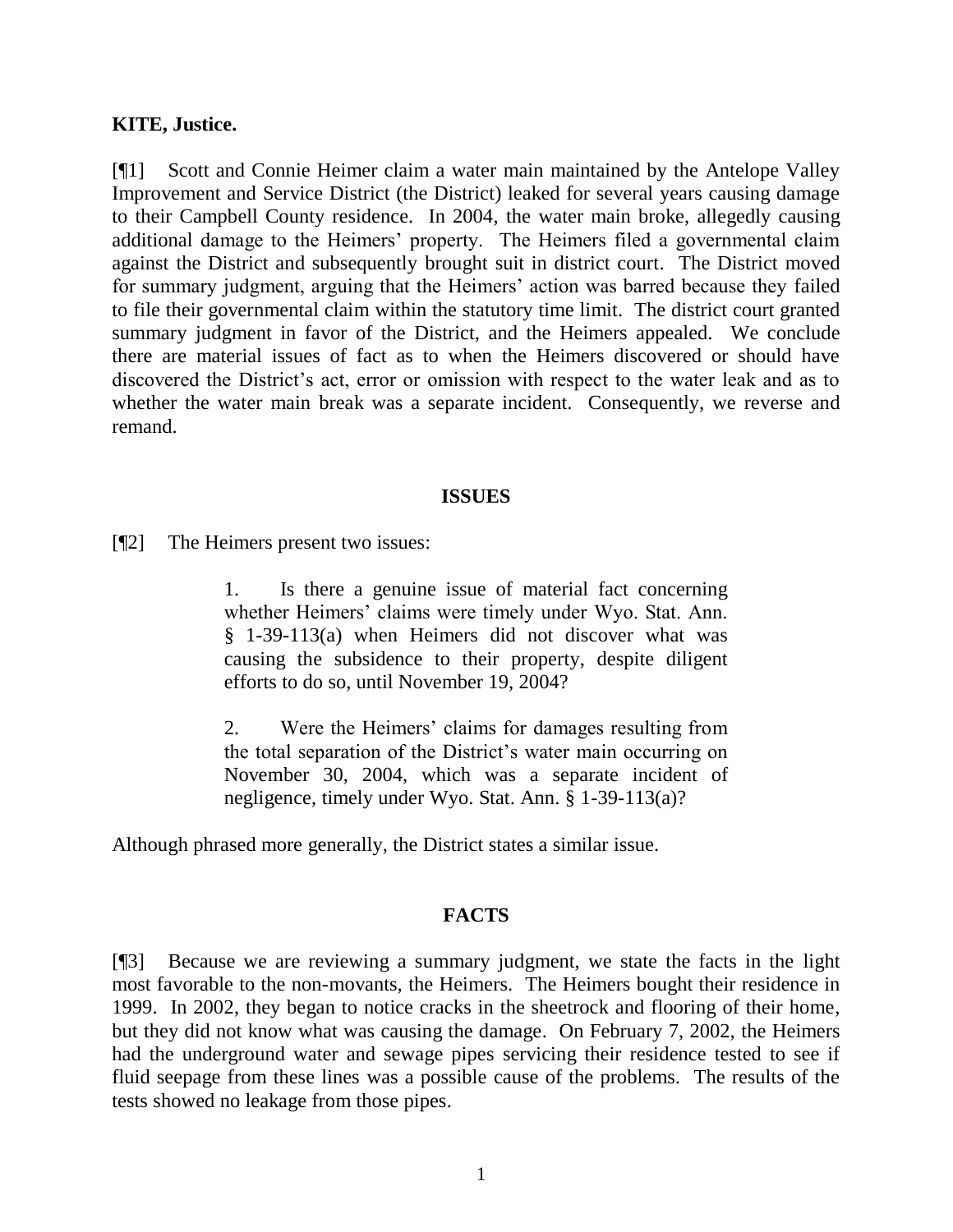**KITE, Justice.**

[¶1] Scott and Connie Heimer claim a water main maintained by the Antelope Valley Improvement and Service District (the District) leaked for several years causing damage to their Campbell County residence. In 2004, the water main broke, allegedly causing additional damage to the Heimers' property. The Heimers filed a governmental claim against the District and subsequently brought suit in district court. The District moved for summary judgment, arguing that the Heimers' action was barred because they failed to file their governmental claim within the statutory time limit. The district court granted summary judgment in favor of the District, and the Heimers appealed. We conclude there are material issues of fact as to when the Heimers discovered or should have discovered the District's act, error or omission with respect to the water leak and as to whether the water main break was a separate incident. Consequently, we reverse and remand.

## ISSUES

[¶2] The Heimers present two issues:

> 1. Is there a genuine issue of material fact concerning whether Heimers' claims were timely under Wyo. Stat. Ann. § 1-39-113(a) when Heimers did not discover what was causing the subsidence to their property, despite diligent efforts to do so, until November 19, 2004?
>
> 2. Were the Heimers' claims for damages resulting from the total separation of the District's water main occurring on November 30, 2004, which was a separate incident of negligence, timely under Wyo. Stat. Ann. § 1-39-113(a)?

Although phrased more generally, the District states a similar issue.

## FACTS

[¶3] Because we are reviewing a summary judgment, we state the facts in the light most favorable to the non-movants, the Heimers. The Heimers bought their residence in 1999. In 2002, they began to notice cracks in the sheetrock and flooring of their home, but they did not know what was causing the damage. On February 7, 2002, the Heimers had the underground water and sewage pipes servicing their residence tested to see if fluid seepage from these lines was a possible cause of the problems. The results of the tests showed no leakage from those pipes.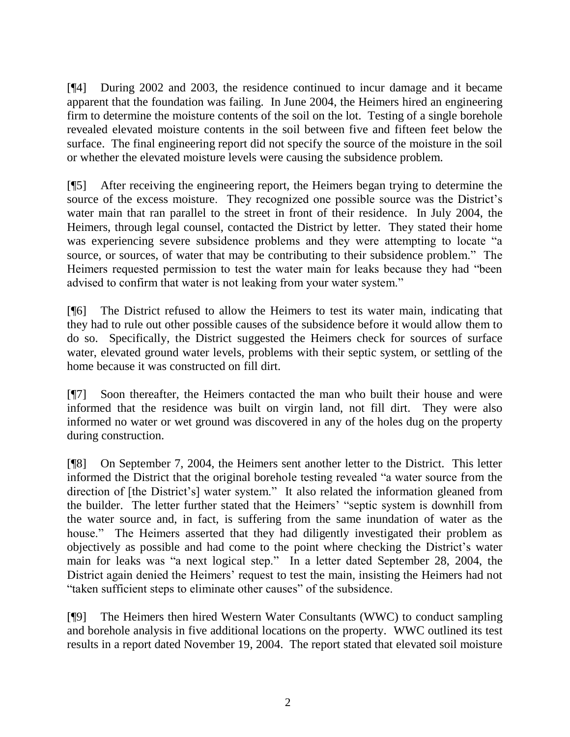[¶4] During 2002 and 2003, the residence continued to incur damage and it became apparent that the foundation was failing. In June 2004, the Heimers hired an engineering firm to determine the moisture contents of the soil on the lot. Testing of a single borehole revealed elevated moisture contents in the soil between five and fifteen feet below the surface. The final engineering report did not specify the source of the moisture in the soil or whether the elevated moisture levels were causing the subsidence problem.

[¶5] After receiving the engineering report, the Heimers began trying to determine the source of the excess moisture. They recognized one possible source was the District's water main that ran parallel to the street in front of their residence. In July 2004, the Heimers, through legal counsel, contacted the District by letter. They stated their home was experiencing severe subsidence problems and they were attempting to locate "a source, or sources, of water that may be contributing to their subsidence problem." The Heimers requested permission to test the water main for leaks because they had "been advised to confirm that water is not leaking from your water system."

[¶6] The District refused to allow the Heimers to test its water main, indicating that they had to rule out other possible causes of the subsidence before it would allow them to do so. Specifically, the District suggested the Heimers check for sources of surface water, elevated ground water levels, problems with their septic system, or settling of the home because it was constructed on fill dirt.

[¶7] Soon thereafter, the Heimers contacted the man who built their house and were informed that the residence was built on virgin land, not fill dirt. They were also informed no water or wet ground was discovered in any of the holes dug on the property during construction.

[¶8] On September 7, 2004, the Heimers sent another letter to the District. This letter informed the District that the original borehole testing revealed "a water source from the direction of [the District's] water system." It also related the information gleaned from the builder. The letter further stated that the Heimers' "septic system is downhill from the water source and, in fact, is suffering from the same inundation of water as the house." The Heimers asserted that they had diligently investigated their problem as objectively as possible and had come to the point where checking the District's water main for leaks was "a next logical step." In a letter dated September 28, 2004, the District again denied the Heimers' request to test the main, insisting the Heimers had not "taken sufficient steps to eliminate other causes" of the subsidence.

[¶9] The Heimers then hired Western Water Consultants (WWC) to conduct sampling and borehole analysis in five additional locations on the property. WWC outlined its test results in a report dated November 19, 2004. The report stated that elevated soil moisture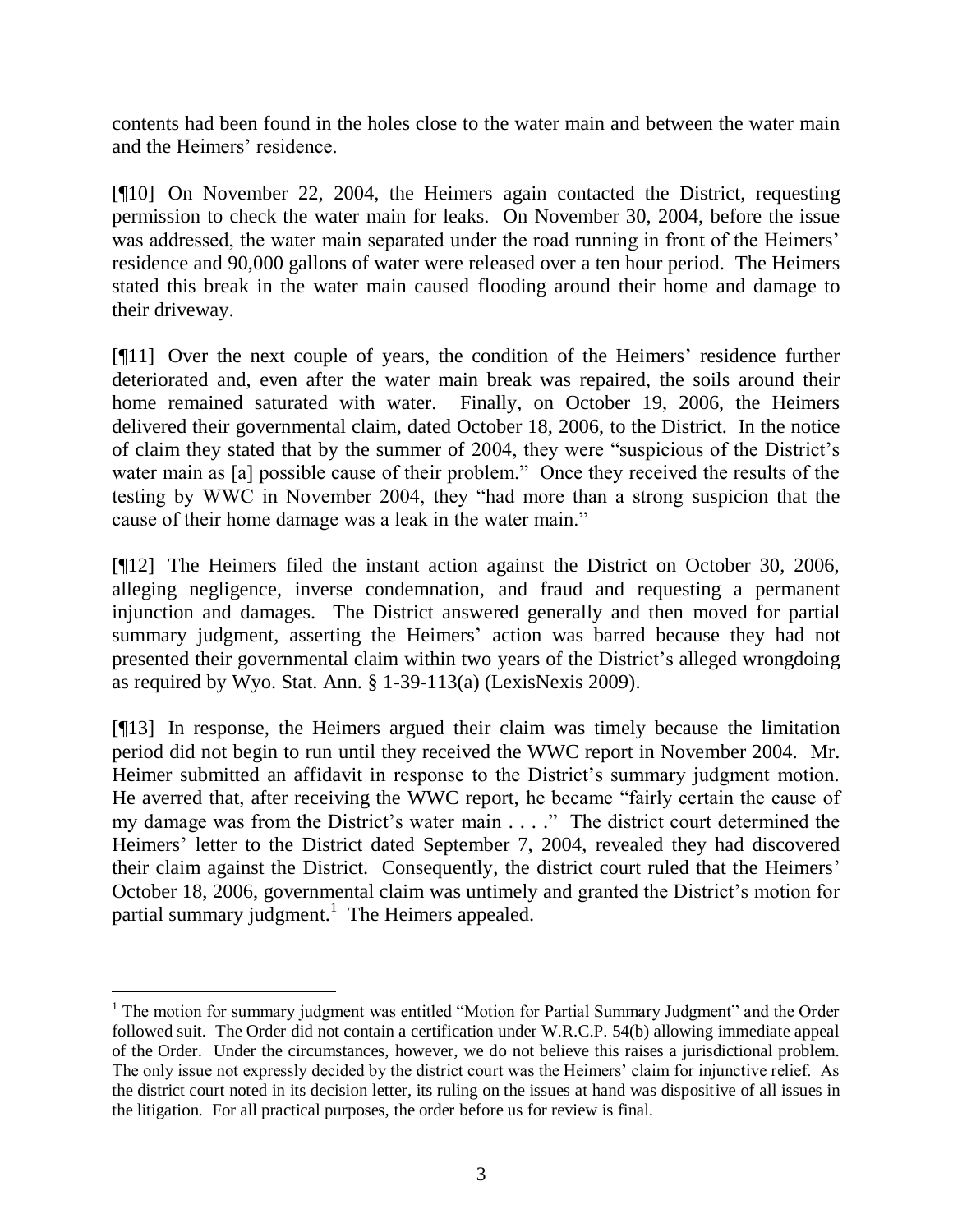contents had been found in the holes close to the water main and between the water main and the Heimers' residence.

[¶10] On November 22, 2004, the Heimers again contacted the District, requesting permission to check the water main for leaks. On November 30, 2004, before the issue was addressed, the water main separated under the road running in front of the Heimers' residence and 90,000 gallons of water were released over a ten hour period. The Heimers stated this break in the water main caused flooding around their home and damage to their driveway.

[¶11] Over the next couple of years, the condition of the Heimers' residence further deteriorated and, even after the water main break was repaired, the soils around their home remained saturated with water. Finally, on October 19, 2006, the Heimers delivered their governmental claim, dated October 18, 2006, to the District. In the notice of claim they stated that by the summer of 2004, they were "suspicious of the District's water main as [a] possible cause of their problem." Once they received the results of the testing by WWC in November 2004, they "had more than a strong suspicion that the cause of their home damage was a leak in the water main."

[¶12] The Heimers filed the instant action against the District on October 30, 2006, alleging negligence, inverse condemnation, and fraud and requesting a permanent injunction and damages. The District answered generally and then moved for partial summary judgment, asserting the Heimers' action was barred because they had not presented their governmental claim within two years of the District's alleged wrongdoing as required by Wyo. Stat. Ann. § 1-39-113(a) (LexisNexis 2009).

[¶13] In response, the Heimers argued their claim was timely because the limitation period did not begin to run until they received the WWC report in November 2004. Mr. Heimer submitted an affidavit in response to the District's summary judgment motion. He averred that, after receiving the WWC report, he became "fairly certain the cause of my damage was from the District's water main . . . ." The district court determined the Heimers' letter to the District dated September 7, 2004, revealed they had discovered their claim against the District. Consequently, the district court ruled that the Heimers' October 18, 2006, governmental claim was untimely and granted the District's motion for partial summary judgment.[1] The Heimers appealed.

---

[1] The motion for summary judgment was entitled "Motion for Partial Summary Judgment" and the Order followed suit. The Order did not contain a certification under W.R.C.P. 54(b) allowing immediate appeal of the Order. Under the circumstances, however, we do not believe this raises a jurisdictional problem. The only issue not expressly decided by the district court was the Heimers' claim for injunctive relief. As the district court noted in its decision letter, its ruling on the issues at hand was dispositive of all issues in the litigation. For all practical purposes, the order before us for review is final.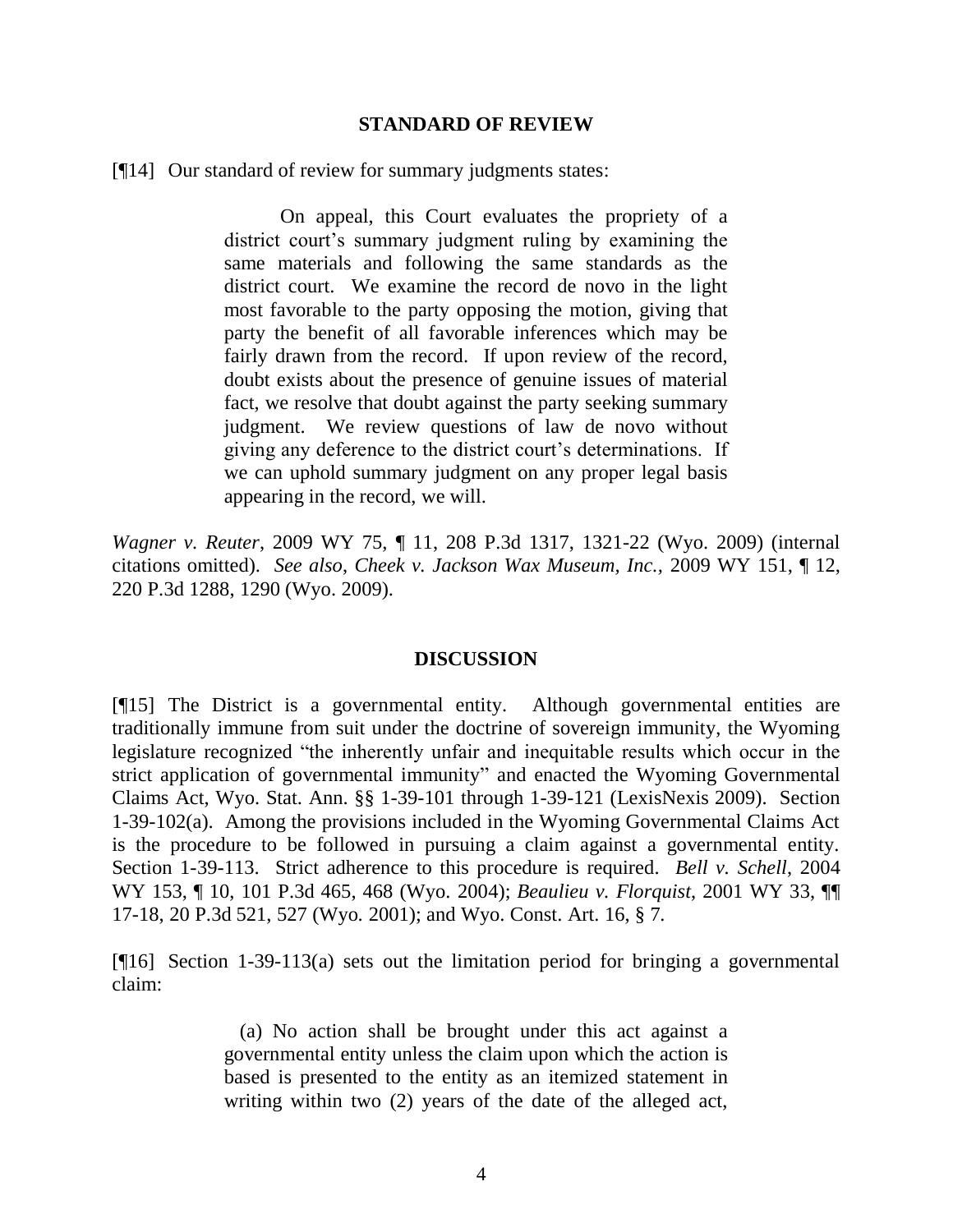## STANDARD OF REVIEW

[¶14] Our standard of review for summary judgments states:

> On appeal, this Court evaluates the propriety of a district court's summary judgment ruling by examining the same materials and following the same standards as the district court. We examine the record de novo in the light most favorable to the party opposing the motion, giving that party the benefit of all favorable inferences which may be fairly drawn from the record. If upon review of the record, doubt exists about the presence of genuine issues of material fact, we resolve that doubt against the party seeking summary judgment. We review questions of law de novo without giving any deference to the district court's determinations. If we can uphold summary judgment on any proper legal basis appearing in the record, we will.

*Wagner v. Reuter*, 2009 WY 75, ¶ 11, 208 P.3d 1317, 1321-22 (Wyo. 2009) (internal citations omitted). *See also*, *Cheek v. Jackson Wax Museum, Inc.*, 2009 WY 151, ¶ 12, 220 P.3d 1288, 1290 (Wyo. 2009).

## DISCUSSION

[¶15] The District is a governmental entity. Although governmental entities are traditionally immune from suit under the doctrine of sovereign immunity, the Wyoming legislature recognized "the inherently unfair and inequitable results which occur in the strict application of governmental immunity" and enacted the Wyoming Governmental Claims Act, Wyo. Stat. Ann. §§ 1-39-101 through 1-39-121 (LexisNexis 2009). Section 1-39-102(a). Among the provisions included in the Wyoming Governmental Claims Act is the procedure to be followed in pursuing a claim against a governmental entity. Section 1-39-113. Strict adherence to this procedure is required. *Bell v. Schell*, 2004 WY 153, ¶ 10, 101 P.3d 465, 468 (Wyo. 2004); *Beaulieu v. Florquist*, 2001 WY 33, ¶¶ 17-18, 20 P.3d 521, 527 (Wyo. 2001); and Wyo. Const. Art. 16, § 7.

[¶16] Section 1-39-113(a) sets out the limitation period for bringing a governmental claim:

> (a) No action shall be brought under this act against a governmental entity unless the claim upon which the action is based is presented to the entity as an itemized statement in writing within two (2) years of the date of the alleged act,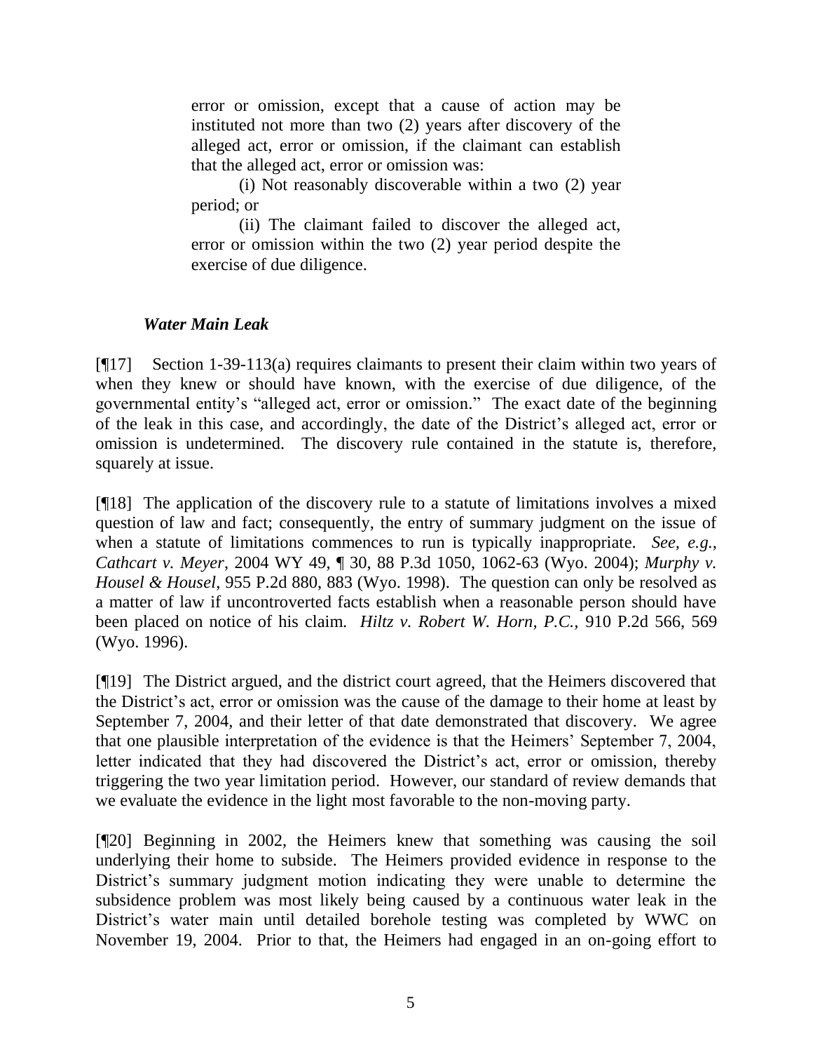> error or omission, except that a cause of action may be instituted not more than two (2) years after discovery of the alleged act, error or omission, if the claimant can establish that the alleged act, error or omission was:
>
> (i) Not reasonably discoverable within a two (2) year period; or
>
> (ii) The claimant failed to discover the alleged act, error or omission within the two (2) year period despite the exercise of due diligence.

***Water Main Leak***

[¶17] Section 1-39-113(a) requires claimants to present their claim within two years of when they knew or should have known, with the exercise of due diligence, of the governmental entity's "alleged act, error or omission." The exact date of the beginning of the leak in this case, and accordingly, the date of the District's alleged act, error or omission is undetermined. The discovery rule contained in the statute is, therefore, squarely at issue.

[¶18] The application of the discovery rule to a statute of limitations involves a mixed question of law and fact; consequently, the entry of summary judgment on the issue of when a statute of limitations commences to run is typically inappropriate. *See, e.g., Cathcart v. Meyer*, 2004 WY 49, ¶ 30, 88 P.3d 1050, 1062-63 (Wyo. 2004); *Murphy v. Housel & Housel*, 955 P.2d 880, 883 (Wyo. 1998). The question can only be resolved as a matter of law if uncontroverted facts establish when a reasonable person should have been placed on notice of his claim. *Hiltz v. Robert W. Horn, P.C.*, 910 P.2d 566, 569 (Wyo. 1996).

[¶19] The District argued, and the district court agreed, that the Heimers discovered that the District's act, error or omission was the cause of the damage to their home at least by September 7, 2004, and their letter of that date demonstrated that discovery. We agree that one plausible interpretation of the evidence is that the Heimers' September 7, 2004, letter indicated that they had discovered the District's act, error or omission, thereby triggering the two year limitation period. However, our standard of review demands that we evaluate the evidence in the light most favorable to the non-moving party.

[¶20] Beginning in 2002, the Heimers knew that something was causing the soil underlying their home to subside. The Heimers provided evidence in response to the District's summary judgment motion indicating they were unable to determine the subsidence problem was most likely being caused by a continuous water leak in the District's water main until detailed borehole testing was completed by WWC on November 19, 2004. Prior to that, the Heimers had engaged in an on-going effort to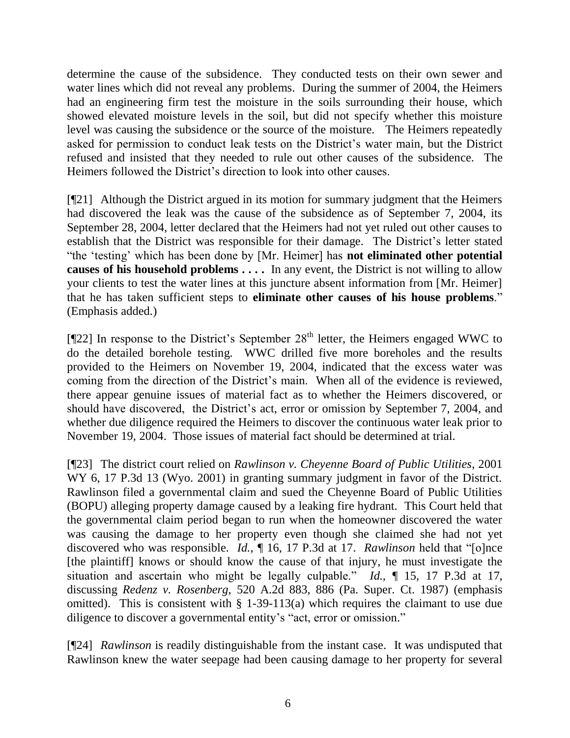determine the cause of the subsidence. They conducted tests on their own sewer and water lines which did not reveal any problems. During the summer of 2004, the Heimers had an engineering firm test the moisture in the soils surrounding their house, which showed elevated moisture levels in the soil, but did not specify whether this moisture level was causing the subsidence or the source of the moisture. The Heimers repeatedly asked for permission to conduct leak tests on the District's water main, but the District refused and insisted that they needed to rule out other causes of the subsidence. The Heimers followed the District's direction to look into other causes.

[¶21] Although the District argued in its motion for summary judgment that the Heimers had discovered the leak was the cause of the subsidence as of September 7, 2004, its September 28, 2004, letter declared that the Heimers had not yet ruled out other causes to establish that the District was responsible for their damage. The District's letter stated "the 'testing' which has been done by [Mr. Heimer] has **not eliminated other potential causes of his household problems . . . .** In any event, the District is not willing to allow your clients to test the water lines at this juncture absent information from [Mr. Heimer] that he has taken sufficient steps to **eliminate other causes of his house problems**." (Emphasis added.)

[¶22] In response to the District's September 28th letter, the Heimers engaged WWC to do the detailed borehole testing. WWC drilled five more boreholes and the results provided to the Heimers on November 19, 2004, indicated that the excess water was coming from the direction of the District's main. When all of the evidence is reviewed, there appear genuine issues of material fact as to whether the Heimers discovered, or should have discovered, the District's act, error or omission by September 7, 2004, and whether due diligence required the Heimers to discover the continuous water leak prior to November 19, 2004. Those issues of material fact should be determined at trial.

[¶23] The district court relied on *Rawlinson v. Cheyenne Board of Public Utilities*, 2001 WY 6, 17 P.3d 13 (Wyo. 2001) in granting summary judgment in favor of the District. Rawlinson filed a governmental claim and sued the Cheyenne Board of Public Utilities (BOPU) alleging property damage caused by a leaking fire hydrant. This Court held that the governmental claim period began to run when the homeowner discovered the water was causing the damage to her property even though she claimed she had not yet discovered who was responsible. *Id.*, ¶ 16, 17 P.3d at 17. *Rawlinson* held that "[o]nce [the plaintiff] knows or should know the cause of that injury, he must investigate the situation and ascertain who might be legally culpable." *Id.*, ¶ 15, 17 P.3d at 17, discussing *Redenz v. Rosenberg*, 520 A.2d 883, 886 (Pa. Super. Ct. 1987) (emphasis omitted). This is consistent with § 1-39-113(a) which requires the claimant to use due diligence to discover a governmental entity's "act, error or omission."

[¶24] *Rawlinson* is readily distinguishable from the instant case. It was undisputed that Rawlinson knew the water seepage had been causing damage to her property for several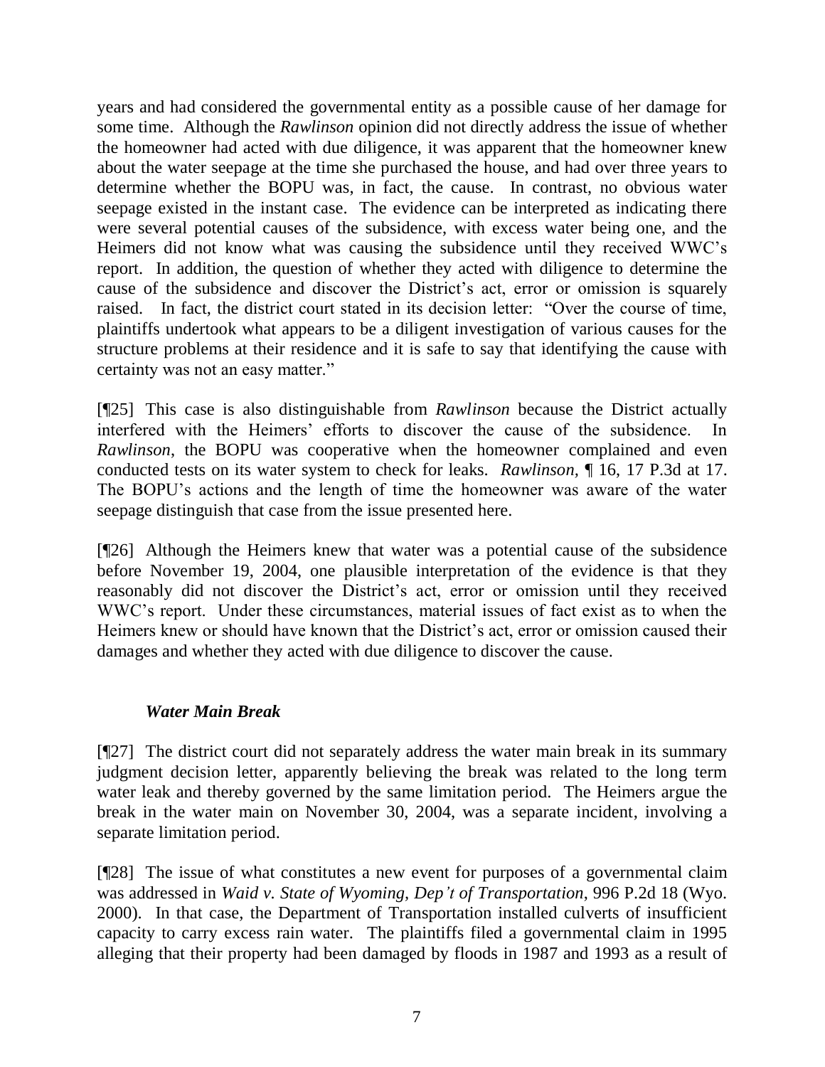years and had considered the governmental entity as a possible cause of her damage for some time. Although the *Rawlinson* opinion did not directly address the issue of whether the homeowner had acted with due diligence, it was apparent that the homeowner knew about the water seepage at the time she purchased the house, and had over three years to determine whether the BOPU was, in fact, the cause. In contrast, no obvious water seepage existed in the instant case. The evidence can be interpreted as indicating there were several potential causes of the subsidence, with excess water being one, and the Heimers did not know what was causing the subsidence until they received WWC's report. In addition, the question of whether they acted with diligence to determine the cause of the subsidence and discover the District's act, error or omission is squarely raised. In fact, the district court stated in its decision letter: "Over the course of time, plaintiffs undertook what appears to be a diligent investigation of various causes for the structure problems at their residence and it is safe to say that identifying the cause with certainty was not an easy matter."

[¶25] This case is also distinguishable from *Rawlinson* because the District actually interfered with the Heimers' efforts to discover the cause of the subsidence. In *Rawlinson*, the BOPU was cooperative when the homeowner complained and even conducted tests on its water system to check for leaks. *Rawlinson,* ¶ 16, 17 P.3d at 17. The BOPU's actions and the length of time the homeowner was aware of the water seepage distinguish that case from the issue presented here.

[¶26] Although the Heimers knew that water was a potential cause of the subsidence before November 19, 2004, one plausible interpretation of the evidence is that they reasonably did not discover the District's act, error or omission until they received WWC's report. Under these circumstances, material issues of fact exist as to when the Heimers knew or should have known that the District's act, error or omission caused their damages and whether they acted with due diligence to discover the cause.

### *Water Main Break*

[¶27] The district court did not separately address the water main break in its summary judgment decision letter, apparently believing the break was related to the long term water leak and thereby governed by the same limitation period. The Heimers argue the break in the water main on November 30, 2004, was a separate incident, involving a separate limitation period.

[¶28] The issue of what constitutes a new event for purposes of a governmental claim was addressed in *Waid v. State of Wyoming, Dep't of Transportation*, 996 P.2d 18 (Wyo. 2000). In that case, the Department of Transportation installed culverts of insufficient capacity to carry excess rain water. The plaintiffs filed a governmental claim in 1995 alleging that their property had been damaged by floods in 1987 and 1993 as a result of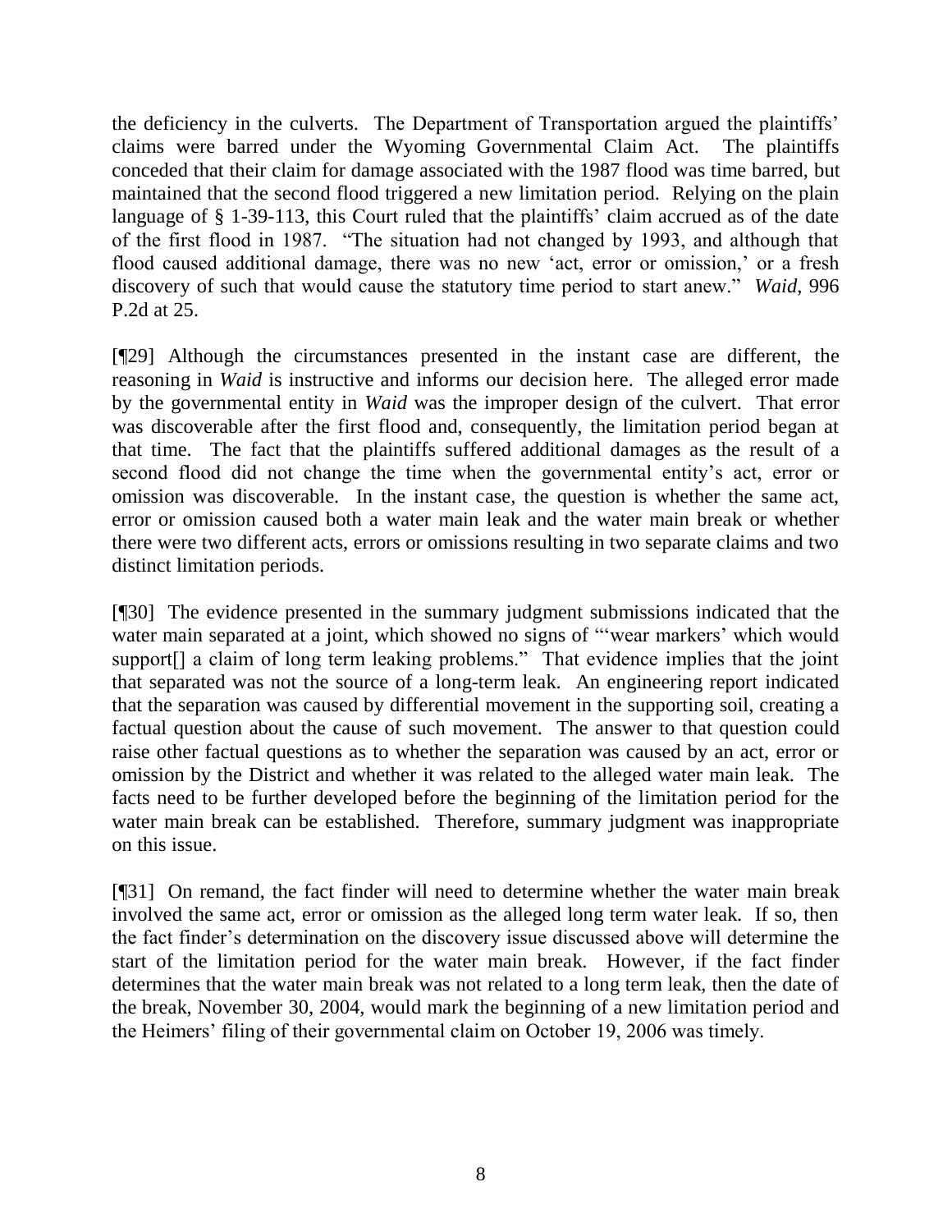the deficiency in the culverts. The Department of Transportation argued the plaintiffs' claims were barred under the Wyoming Governmental Claim Act. The plaintiffs conceded that their claim for damage associated with the 1987 flood was time barred, but maintained that the second flood triggered a new limitation period. Relying on the plain language of § 1-39-113, this Court ruled that the plaintiffs' claim accrued as of the date of the first flood in 1987. "The situation had not changed by 1993, and although that flood caused additional damage, there was no new 'act, error or omission,' or a fresh discovery of such that would cause the statutory time period to start anew." *Waid*, 996 P.2d at 25.

[¶29] Although the circumstances presented in the instant case are different, the reasoning in *Waid* is instructive and informs our decision here. The alleged error made by the governmental entity in *Waid* was the improper design of the culvert. That error was discoverable after the first flood and, consequently, the limitation period began at that time. The fact that the plaintiffs suffered additional damages as the result of a second flood did not change the time when the governmental entity's act, error or omission was discoverable. In the instant case, the question is whether the same act, error or omission caused both a water main leak and the water main break or whether there were two different acts, errors or omissions resulting in two separate claims and two distinct limitation periods.

[¶30] The evidence presented in the summary judgment submissions indicated that the water main separated at a joint, which showed no signs of "'wear markers' which would support[] a claim of long term leaking problems." That evidence implies that the joint that separated was not the source of a long-term leak. An engineering report indicated that the separation was caused by differential movement in the supporting soil, creating a factual question about the cause of such movement. The answer to that question could raise other factual questions as to whether the separation was caused by an act, error or omission by the District and whether it was related to the alleged water main leak. The facts need to be further developed before the beginning of the limitation period for the water main break can be established. Therefore, summary judgment was inappropriate on this issue.

[¶31] On remand, the fact finder will need to determine whether the water main break involved the same act, error or omission as the alleged long term water leak. If so, then the fact finder's determination on the discovery issue discussed above will determine the start of the limitation period for the water main break. However, if the fact finder determines that the water main break was not related to a long term leak, then the date of the break, November 30, 2004, would mark the beginning of a new limitation period and the Heimers' filing of their governmental claim on October 19, 2006 was timely.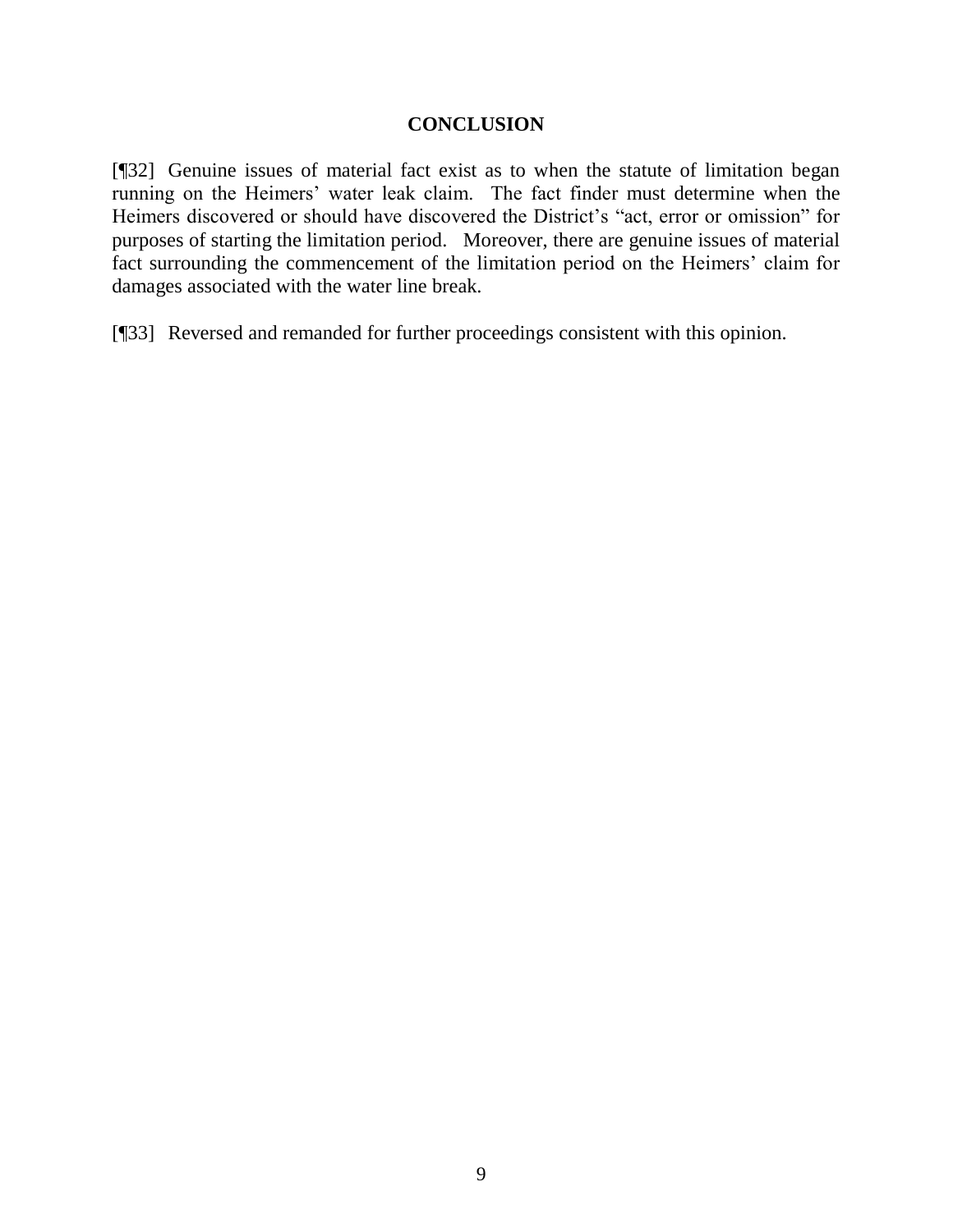## CONCLUSION

[¶32] Genuine issues of material fact exist as to when the statute of limitation began running on the Heimers' water leak claim. The fact finder must determine when the Heimers discovered or should have discovered the District's "act, error or omission" for purposes of starting the limitation period. Moreover, there are genuine issues of material fact surrounding the commencement of the limitation period on the Heimers' claim for damages associated with the water line break.

[¶33] Reversed and remanded for further proceedings consistent with this opinion.